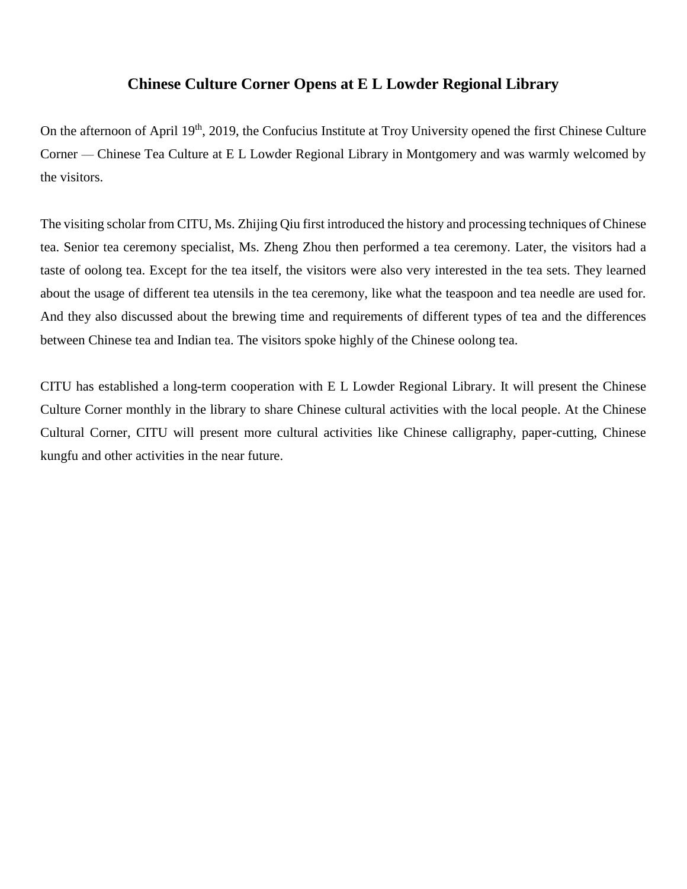# Chinese Culture Corner Opens at E L Lowder Regional Library

On the afternoon of April 19th, 2019, the Confucius Institute at Troy University opened the first Chinese Culture Corner — Chinese Tea Culture at E L Lowder Regional Library in Montgomery and was warmly welcomed by the visitors.

The visiting scholar from CITU, Ms. Zhijing Qiu first introduced the history and processing techniques of Chinese tea. Senior tea ceremony specialist, Ms. Zheng Zhou then performed a tea ceremony. Later, the visitors had a taste of oolong tea. Except for the tea itself, the visitors were also very interested in the tea sets. They learned about the usage of different tea utensils in the tea ceremony, like what the teaspoon and tea needle are used for. And they also discussed about the brewing time and requirements of different types of tea and the differences between Chinese tea and Indian tea. The visitors spoke highly of the Chinese oolong tea.

CITU has established a long-term cooperation with E L Lowder Regional Library. It will present the Chinese Culture Corner monthly in the library to share Chinese cultural activities with the local people. At the Chinese Cultural Corner, CITU will present more cultural activities like Chinese calligraphy, paper-cutting, Chinese kungfu and other activities in the near future.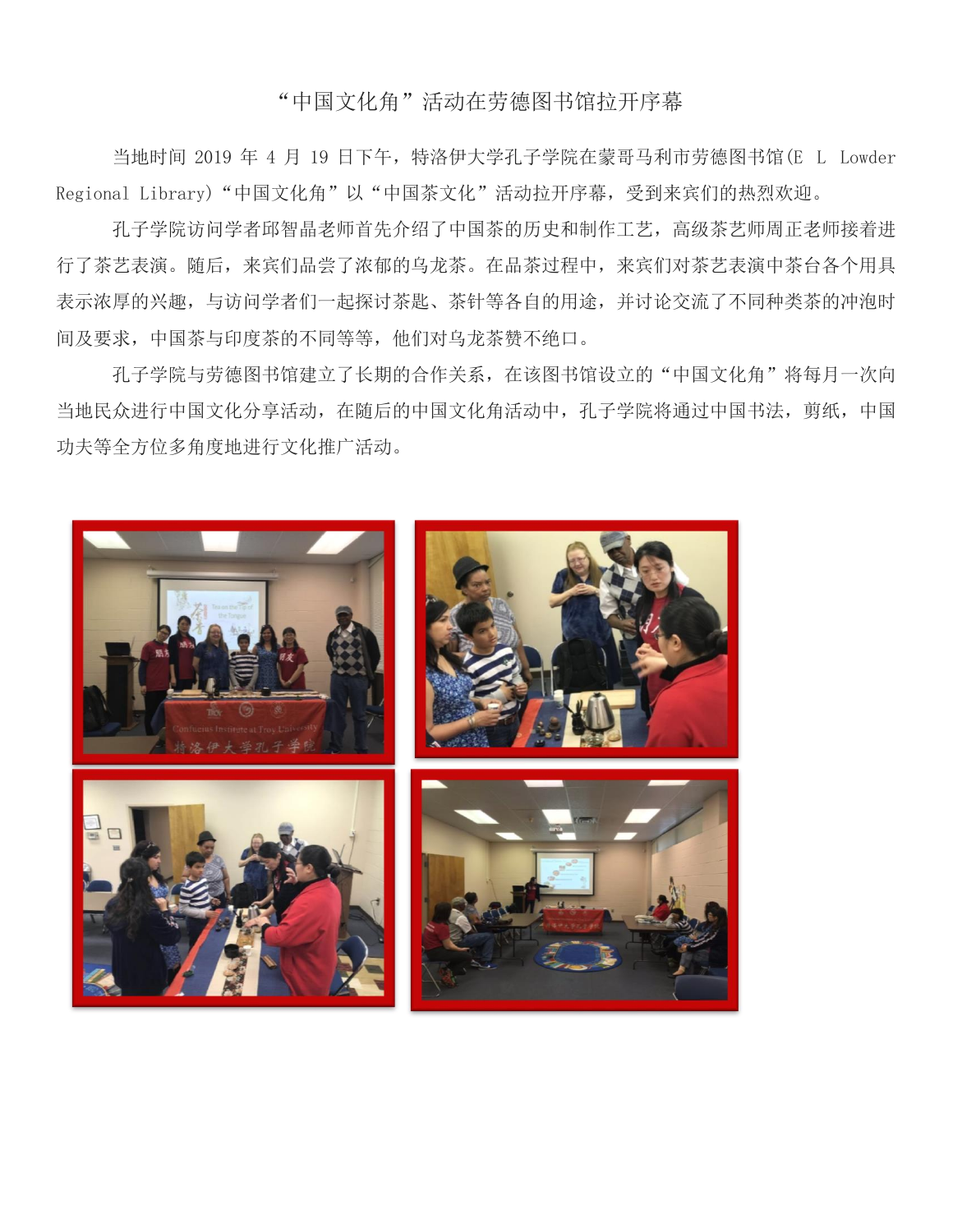# “中国文化角”活动在劳德图书馆拉开序幕

当地时间 2019 年 4 月 19 日下午，特洛伊大学孔子学院在蒙哥马利市劳德图书馆(E L Lowder Regional Library)“中国文化角”以“中国茶文化”活动拉开序幕，受到来宾们的热烈欢迎。

孔子学院访问学者邱智晶老师首先介绍了中国茶的历史和制作工艺，高级茶艺师周正老师接着进行了茶艺表演。随后，来宾们品尝了浓郁的乌龙茶。在品茶过程中，来宾们对茶艺表演中茶台各个用具表示浓厚的兴趣，与访问学者们一起探讨茶匙、茶针等各自的用途，并讨论交流了不同种类茶的冲泡时间及要求，中国茶与印度茶的不同等等，他们对乌龙茶赞不绝口。

孔子学院与劳德图书馆建立了长期的合作关系，在该图书馆设立的“中国文化角”将每月一次向当地民众进行中国文化分享活动，在随后的中国文化角活动中，孔子学院将通过中国书法，剪纸，中国功夫等全方位多角度地进行文化推广活动。